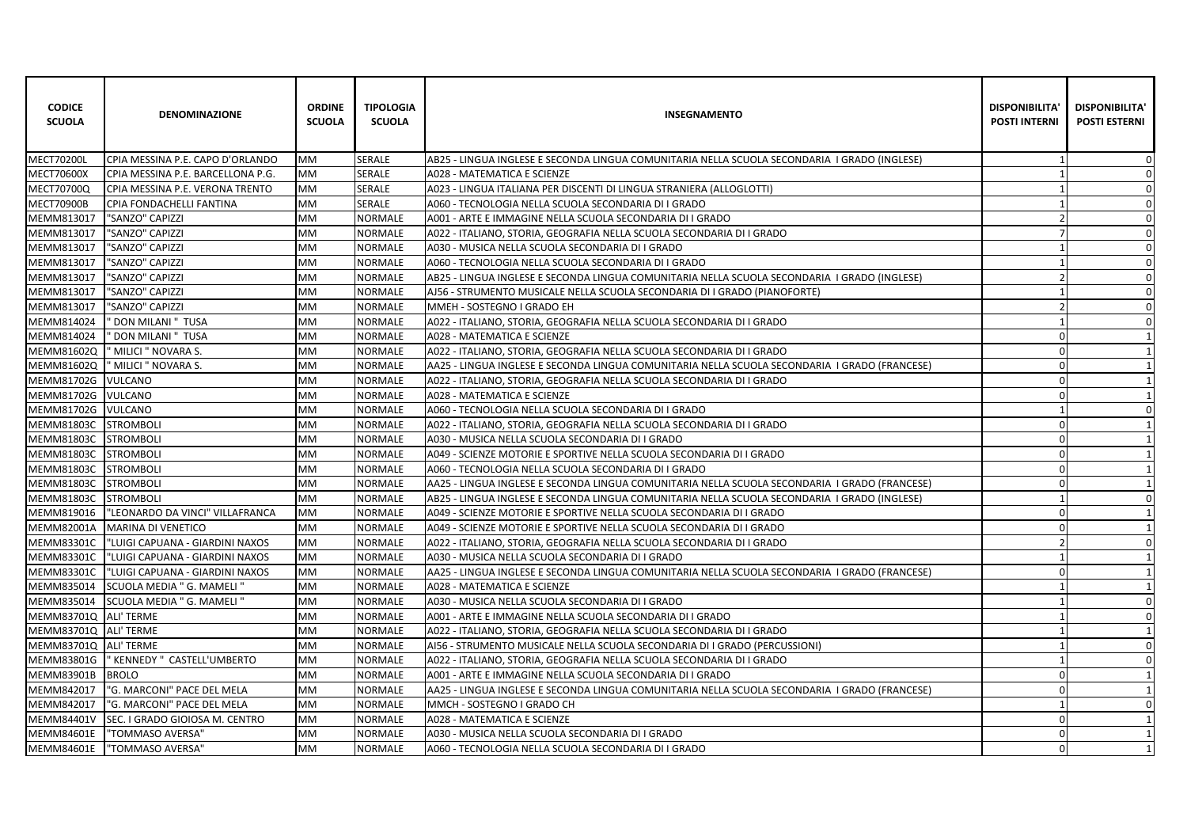| CODICE SCUOLA | DENOMINAZIONE | ORDINE SCUOLA | TIPOLOGIA SCUOLA | INSEGNAMENTO | DISPONIBILITA' POSTI INTERNI | DISPONIBILITA' POSTI ESTERNI |
|---|---|---|---|---|---|---|
| MECT70200L | CPIA MESSINA P.E. CAPO D'ORLANDO | MM | SERALE | AB25 - LINGUA INGLESE E SECONDA LINGUA COMUNITARIA NELLA SCUOLA SECONDARIA I GRADO (INGLESE) | 1 | 0 |
| MECT70600X | CPIA MESSINA P.E. BARCELLONA P.G. | MM | SERALE | A028 - MATEMATICA E SCIENZE | 1 | 0 |
| MECT70700Q | CPIA MESSINA P.E. VERONA TRENTO | MM | SERALE | A023 - LINGUA ITALIANA PER DISCENTI DI LINGUA STRANIERA (ALLOGLOTTI) | 1 | 0 |
| MECT70900B | CPIA FONDACHELLI FANTINA | MM | SERALE | A060 - TECNOLOGIA NELLA SCUOLA SECONDARIA DI I GRADO | 1 | 0 |
| MEMM813017 | "SANZO" CAPIZZI | MM | NORMALE | A001 - ARTE E IMMAGINE NELLA SCUOLA SECONDARIA DI I GRADO | 2 | 0 |
| MEMM813017 | "SANZO" CAPIZZI | MM | NORMALE | A022 - ITALIANO, STORIA, GEOGRAFIA NELLA SCUOLA SECONDARIA DI I GRADO | 7 | 0 |
| MEMM813017 | "SANZO" CAPIZZI | MM | NORMALE | A030 - MUSICA NELLA SCUOLA SECONDARIA DI I GRADO | 1 | 0 |
| MEMM813017 | "SANZO" CAPIZZI | MM | NORMALE | A060 - TECNOLOGIA NELLA SCUOLA SECONDARIA DI I GRADO | 1 | 0 |
| MEMM813017 | "SANZO" CAPIZZI | MM | NORMALE | AB25 - LINGUA INGLESE E SECONDA LINGUA COMUNITARIA NELLA SCUOLA SECONDARIA I GRADO (INGLESE) | 2 | 0 |
| MEMM813017 | "SANZO" CAPIZZI | MM | NORMALE | AJ56 - STRUMENTO MUSICALE NELLA SCUOLA SECONDARIA DI I GRADO (PIANOFORTE) | 1 | 0 |
| MEMM813017 | "SANZO" CAPIZZI | MM | NORMALE | MMEH - SOSTEGNO I GRADO EH | 2 | 0 |
| MEMM814024 | " DON MILANI " TUSA | MM | NORMALE | A022 - ITALIANO, STORIA, GEOGRAFIA NELLA SCUOLA SECONDARIA DI I GRADO | 1 | 0 |
| MEMM814024 | " DON MILANI " TUSA | MM | NORMALE | A028 - MATEMATICA E SCIENZE | 0 | 1 |
| MEMM81602Q | " MILICI " NOVARA S. | MM | NORMALE | A022 - ITALIANO, STORIA, GEOGRAFIA NELLA SCUOLA SECONDARIA DI I GRADO | 0 | 1 |
| MEMM81602Q | " MILICI " NOVARA S. | MM | NORMALE | AA25 - LINGUA INGLESE E SECONDA LINGUA COMUNITARIA NELLA SCUOLA SECONDARIA I GRADO (FRANCESE) | 0 | 1 |
| MEMM81702G | VULCANO | MM | NORMALE | A022 - ITALIANO, STORIA, GEOGRAFIA NELLA SCUOLA SECONDARIA DI I GRADO | 0 | 1 |
| MEMM81702G | VULCANO | MM | NORMALE | A028 - MATEMATICA E SCIENZE | 0 | 1 |
| MEMM81702G | VULCANO | MM | NORMALE | A060 - TECNOLOGIA NELLA SCUOLA SECONDARIA DI I GRADO | 1 | 0 |
| MEMM81803C | STROMBOLI | MM | NORMALE | A022 - ITALIANO, STORIA, GEOGRAFIA NELLA SCUOLA SECONDARIA DI I GRADO | 0 | 1 |
| MEMM81803C | STROMBOLI | MM | NORMALE | A030 - MUSICA NELLA SCUOLA SECONDARIA DI I GRADO | 0 | 1 |
| MEMM81803C | STROMBOLI | MM | NORMALE | A049 - SCIENZE MOTORIE E SPORTIVE NELLA SCUOLA SECONDARIA DI I GRADO | 0 | 1 |
| MEMM81803C | STROMBOLI | MM | NORMALE | A060 - TECNOLOGIA NELLA SCUOLA SECONDARIA DI I GRADO | 0 | 1 |
| MEMM81803C | STROMBOLI | MM | NORMALE | AA25 - LINGUA INGLESE E SECONDA LINGUA COMUNITARIA NELLA SCUOLA SECONDARIA I GRADO (FRANCESE) | 0 | 1 |
| MEMM81803C | STROMBOLI | MM | NORMALE | AB25 - LINGUA INGLESE E SECONDA LINGUA COMUNITARIA NELLA SCUOLA SECONDARIA I GRADO (INGLESE) | 1 | 0 |
| MEMM819016 | "LEONARDO DA VINCI" VILLAFRANCA | MM | NORMALE | A049 - SCIENZE MOTORIE E SPORTIVE NELLA SCUOLA SECONDARIA DI I GRADO | 0 | 1 |
| MEMM82001A | MARINA DI VENETICO | MM | NORMALE | A049 - SCIENZE MOTORIE E SPORTIVE NELLA SCUOLA SECONDARIA DI I GRADO | 0 | 1 |
| MEMM83301C | "LUIGI CAPUANA - GIARDINI NAXOS | MM | NORMALE | A022 - ITALIANO, STORIA, GEOGRAFIA NELLA SCUOLA SECONDARIA DI I GRADO | 2 | 0 |
| MEMM83301C | "LUIGI CAPUANA - GIARDINI NAXOS | MM | NORMALE | A030 - MUSICA NELLA SCUOLA SECONDARIA DI I GRADO | 1 | 1 |
| MEMM83301C | "LUIGI CAPUANA - GIARDINI NAXOS | MM | NORMALE | AA25 - LINGUA INGLESE E SECONDA LINGUA COMUNITARIA NELLA SCUOLA SECONDARIA I GRADO (FRANCESE) | 0 | 1 |
| MEMM835014 | SCUOLA MEDIA " G. MAMELI " | MM | NORMALE | A028 - MATEMATICA E SCIENZE | 1 | 1 |
| MEMM835014 | SCUOLA MEDIA " G. MAMELI " | MM | NORMALE | A030 - MUSICA NELLA SCUOLA SECONDARIA DI I GRADO | 1 | 0 |
| MEMM83701Q | ALI' TERME | MM | NORMALE | A001 - ARTE E IMMAGINE NELLA SCUOLA SECONDARIA DI I GRADO | 1 | 0 |
| MEMM83701Q | ALI' TERME | MM | NORMALE | A022 - ITALIANO, STORIA, GEOGRAFIA NELLA SCUOLA SECONDARIA DI I GRADO | 1 | 1 |
| MEMM83701Q | ALI' TERME | MM | NORMALE | AI56 - STRUMENTO MUSICALE NELLA SCUOLA SECONDARIA DI I GRADO (PERCUSSIONI) | 1 | 0 |
| MEMM83801G | " KENNEDY " CASTELL'UMBERTO | MM | NORMALE | A022 - ITALIANO, STORIA, GEOGRAFIA NELLA SCUOLA SECONDARIA DI I GRADO | 1 | 0 |
| MEMM83901B | BROLO | MM | NORMALE | A001 - ARTE E IMMAGINE NELLA SCUOLA SECONDARIA DI I GRADO | 0 | 1 |
| MEMM842017 | "G. MARCONI" PACE DEL MELA | MM | NORMALE | AA25 - LINGUA INGLESE E SECONDA LINGUA COMUNITARIA NELLA SCUOLA SECONDARIA I GRADO (FRANCESE) | 0 | 1 |
| MEMM842017 | "G. MARCONI" PACE DEL MELA | MM | NORMALE | MMCH - SOSTEGNO I GRADO CH | 1 | 0 |
| MEMM84401V | SEC. I GRADO GIOIOSA M. CENTRO | MM | NORMALE | A028 - MATEMATICA E SCIENZE | 0 | 1 |
| MEMM84601E | "TOMMASO AVERSA" | MM | NORMALE | A030 - MUSICA NELLA SCUOLA SECONDARIA DI I GRADO | 0 | 1 |
| MEMM84601E | "TOMMASO AVERSA" | MM | NORMALE | A060 - TECNOLOGIA NELLA SCUOLA SECONDARIA DI I GRADO | 0 | 1 |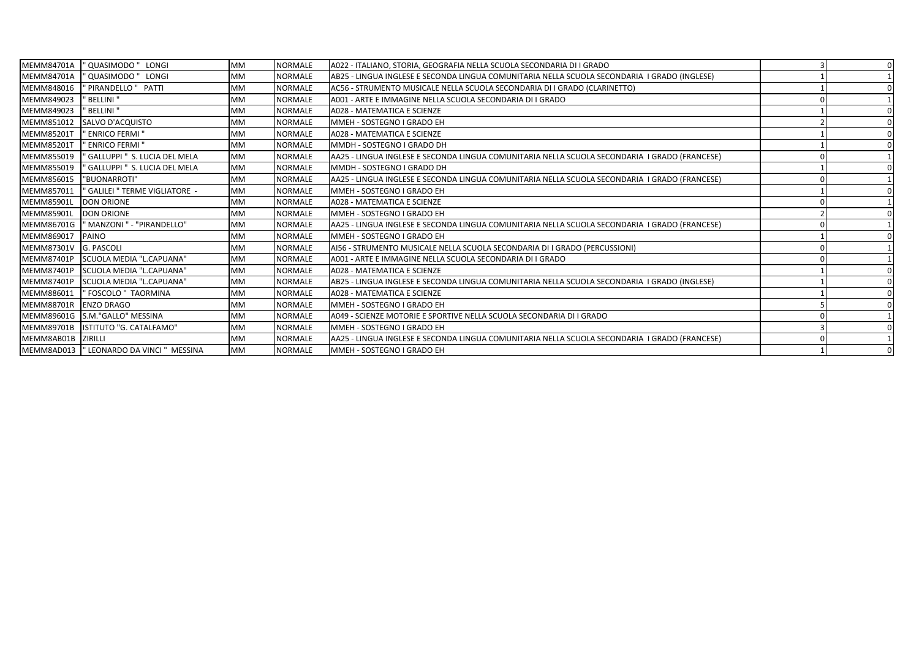| | | | | | | |
|---|---|---|---|---|---|---|
| MEMM84701A | " QUASIMODO " LONGI | MM | NORMALE | A022 - ITALIANO, STORIA, GEOGRAFIA NELLA SCUOLA SECONDARIA DI I GRADO | 3 | 0 |
| MEMM84701A | " QUASIMODO " LONGI | MM | NORMALE | AB25 - LINGUA INGLESE E SECONDA LINGUA COMUNITARIA NELLA SCUOLA SECONDARIA I GRADO (INGLESE) | 1 | 1 |
| MEMM848016 | " PIRANDELLO " PATTI | MM | NORMALE | AC56 - STRUMENTO MUSICALE NELLA SCUOLA SECONDARIA DI I GRADO (CLARINETTO) | 1 | 0 |
| MEMM849023 | " BELLINI " | MM | NORMALE | A001 - ARTE E IMMAGINE NELLA SCUOLA SECONDARIA DI I GRADO | 0 | 1 |
| MEMM849023 | " BELLINI " | MM | NORMALE | A028 - MATEMATICA E SCIENZE | 1 | 0 |
| MEMM851012 | SALVO D'ACQUISTO | MM | NORMALE | MMEH - SOSTEGNO I GRADO EH | 2 | 0 |
| MEMM85201T | " ENRICO FERMI " | MM | NORMALE | A028 - MATEMATICA E SCIENZE | 1 | 0 |
| MEMM85201T | " ENRICO FERMI " | MM | NORMALE | MMDH - SOSTEGNO I GRADO DH | 1 | 0 |
| MEMM855019 | " GALLUPPI " S. LUCIA DEL MELA | MM | NORMALE | AA25 - LINGUA INGLESE E SECONDA LINGUA COMUNITARIA NELLA SCUOLA SECONDARIA I GRADO (FRANCESE) | 0 | 1 |
| MEMM855019 | " GALLUPPI " S. LUCIA DEL MELA | MM | NORMALE | MMDH - SOSTEGNO I GRADO DH | 1 | 0 |
| MEMM856015 | "BUONARROTI" | MM | NORMALE | AA25 - LINGUA INGLESE E SECONDA LINGUA COMUNITARIA NELLA SCUOLA SECONDARIA I GRADO (FRANCESE) | 0 | 1 |
| MEMM857011 | " GALILEI " TERME VIGLIATORE - | MM | NORMALE | MMEH - SOSTEGNO I GRADO EH | 1 | 0 |
| MEMM85901L | DON ORIONE | MM | NORMALE | A028 - MATEMATICA E SCIENZE | 0 | 1 |
| MEMM85901L | DON ORIONE | MM | NORMALE | MMEH - SOSTEGNO I GRADO EH | 2 | 0 |
| MEMM86701G | " MANZONI " - "PIRANDELLO" | MM | NORMALE | AA25 - LINGUA INGLESE E SECONDA LINGUA COMUNITARIA NELLA SCUOLA SECONDARIA I GRADO (FRANCESE) | 0 | 1 |
| MEMM869017 | PAINO | MM | NORMALE | MMEH - SOSTEGNO I GRADO EH | 1 | 0 |
| MEMM87301V | G. PASCOLI | MM | NORMALE | AI56 - STRUMENTO MUSICALE NELLA SCUOLA SECONDARIA DI I GRADO (PERCUSSIONI) | 0 | 1 |
| MEMM87401P | SCUOLA MEDIA "L.CAPUANA" | MM | NORMALE | A001 - ARTE E IMMAGINE NELLA SCUOLA SECONDARIA DI I GRADO | 0 | 1 |
| MEMM87401P | SCUOLA MEDIA "L.CAPUANA" | MM | NORMALE | A028 - MATEMATICA E SCIENZE | 1 | 0 |
| MEMM87401P | SCUOLA MEDIA "L.CAPUANA" | MM | NORMALE | AB25 - LINGUA INGLESE E SECONDA LINGUA COMUNITARIA NELLA SCUOLA SECONDARIA I GRADO (INGLESE) | 1 | 0 |
| MEMM886011 | " FOSCOLO " TAORMINA | MM | NORMALE | A028 - MATEMATICA E SCIENZE | 1 | 0 |
| MEMM88701R | ENZO DRAGO | MM | NORMALE | MMEH - SOSTEGNO I GRADO EH | 5 | 0 |
| MEMM89601G | S.M."GALLO" MESSINA | MM | NORMALE | A049 - SCIENZE MOTORIE E SPORTIVE NELLA SCUOLA SECONDARIA DI I GRADO | 0 | 1 |
| MEMM89701B | ISTITUTO "G. CATALFAMO" | MM | NORMALE | MMEH - SOSTEGNO I GRADO EH | 3 | 0 |
| MEMM8AB01B | ZIRILLI | MM | NORMALE | AA25 - LINGUA INGLESE E SECONDA LINGUA COMUNITARIA NELLA SCUOLA SECONDARIA I GRADO (FRANCESE) | 0 | 1 |
| MEMM8AD013 | " LEONARDO DA VINCI " MESSINA | MM | NORMALE | MMEH - SOSTEGNO I GRADO EH | 1 | 0 |